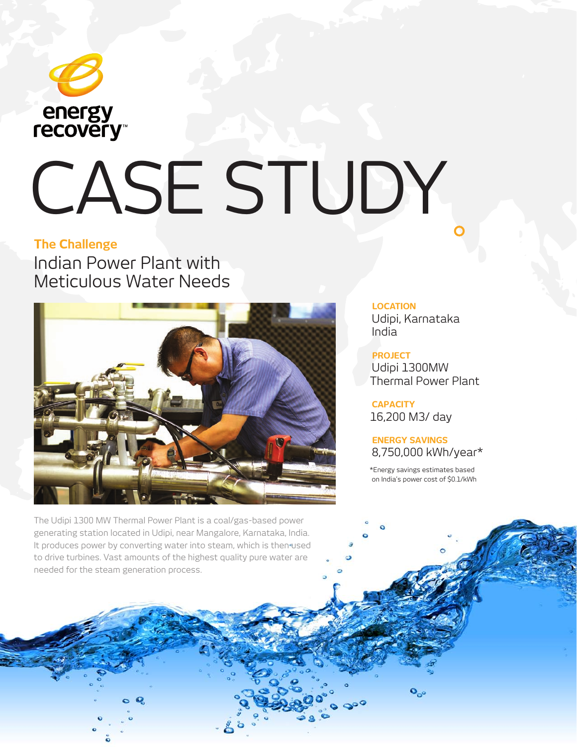energy recovery™

# CASE STUDY

## The Challenge

### Indian Power Plant with Meticulous Water Needs

**LOCATION**
Udipi, Karnataka
India

**PROJECT**
Udipi 1300MW
Thermal Power Plant

**CAPACITY**
16,200 M3/ day

**ENERGY SAVINGS**
8,750,000 kWh/year*

*Energy savings estimates based on India's power cost of $0.1/kWh

The Udipi 1300 MW Thermal Power Plant is a coal/gas-based power generating station located in Udipi, near Mangalore, Karnataka, India. It produces power by converting water into steam, which is then used to drive turbines. Vast amounts of the highest quality pure water are needed for the steam generation process.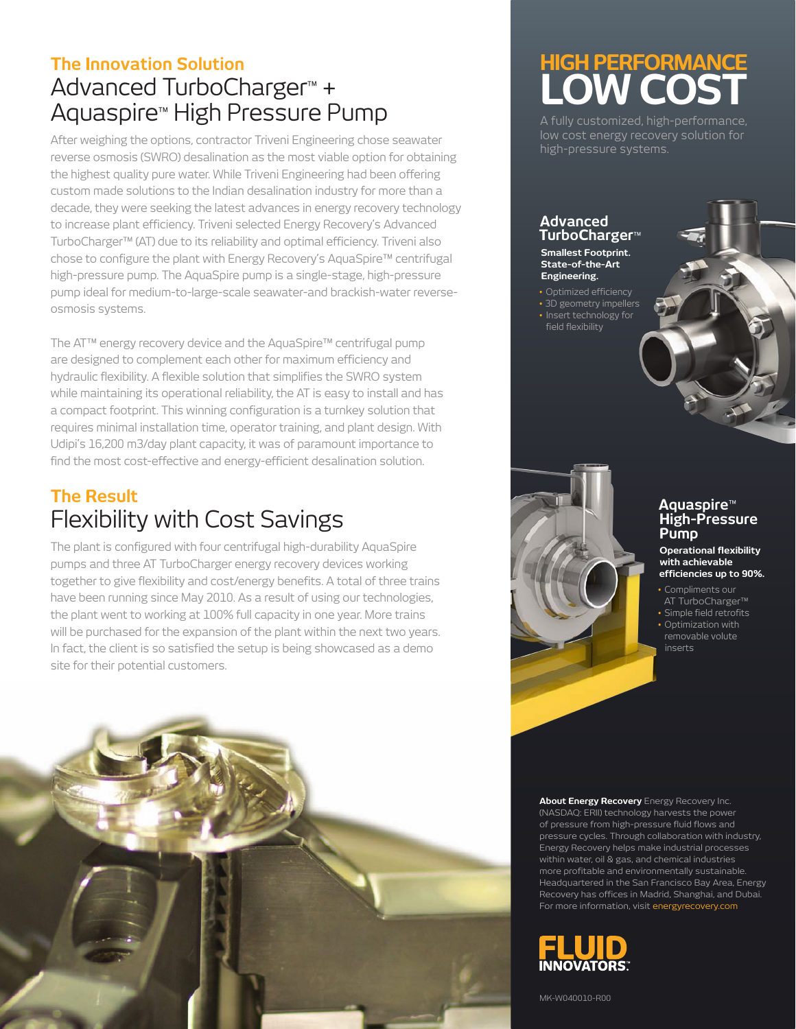## The Innovation Solution

# Advanced TurboCharger™ + Aquaspire™ High Pressure Pump

After weighing the options, contractor Triveni Engineering chose seawater reverse osmosis (SWRO) desalination as the most viable option for obtaining the highest quality pure water. While Triveni Engineering had been offering custom made solutions to the Indian desalination industry for more than a decade, they were seeking the latest advances in energy recovery technology to increase plant efficiency. Triveni selected Energy Recovery's Advanced TurboCharger™ (AT) due to its reliability and optimal efficiency. Triveni also chose to configure the plant with Energy Recovery's AquaSpire™ centrifugal high-pressure pump. The AquaSpire pump is a single-stage, high-pressure pump ideal for medium-to-large-scale seawater-and brackish-water reverse-osmosis systems.

The AT™ energy recovery device and the AquaSpire™ centrifugal pump are designed to complement each other for maximum efficiency and hydraulic flexibility. A flexible solution that simplifies the SWRO system while maintaining its operational reliability, the AT is easy to install and has a compact footprint. This winning configuration is a turnkey solution that requires minimal installation time, operator training, and plant design. With Udipi's 16,200 m3/day plant capacity, it was of paramount importance to find the most cost-effective and energy-efficient desalination solution.

## The Result

# Flexibility with Cost Savings

The plant is configured with four centrifugal high-durability AquaSpire pumps and three AT TurboCharger energy recovery devices working together to give flexibility and cost/energy benefits. A total of three trains have been running since May 2010. As a result of using our technologies, the plant went to working at 100% full capacity in one year. More trains will be purchased for the expansion of the plant within the next two years. In fact, the client is so satisfied the setup is being showcased as a demo site for their potential customers.

## HIGH PERFORMANCE LOW COST

A fully customized, high-performance, low cost energy recovery solution for high-pressure systems.

### Advanced TurboCharger™

**Smallest Footprint. State-of-the-Art Engineering.**

- Optimized efficiency
- 3D geometry impellers
- Insert technology for field flexibility

### Aquaspire™ High-Pressure Pump

**Operational flexibility with achievable efficiencies up to 90%.**

- Compliments our AT TurboCharger™
- Simple field retrofits
- Optimization with removable volute inserts

**About Energy Recovery** Energy Recovery Inc. (NASDAQ: ERII) technology harvests the power of pressure from high-pressure fluid flows and pressure cycles. Through collaboration with industry, Energy Recovery helps make industrial processes within water, oil & gas, and chemical industries more profitable and environmentally sustainable. Headquartered in the San Francisco Bay Area, Energy Recovery has offices in Madrid, Shanghai, and Dubai. For more information, visit energyrecovery.com

FLUID INNOVATORS.

MK-W040010-R00